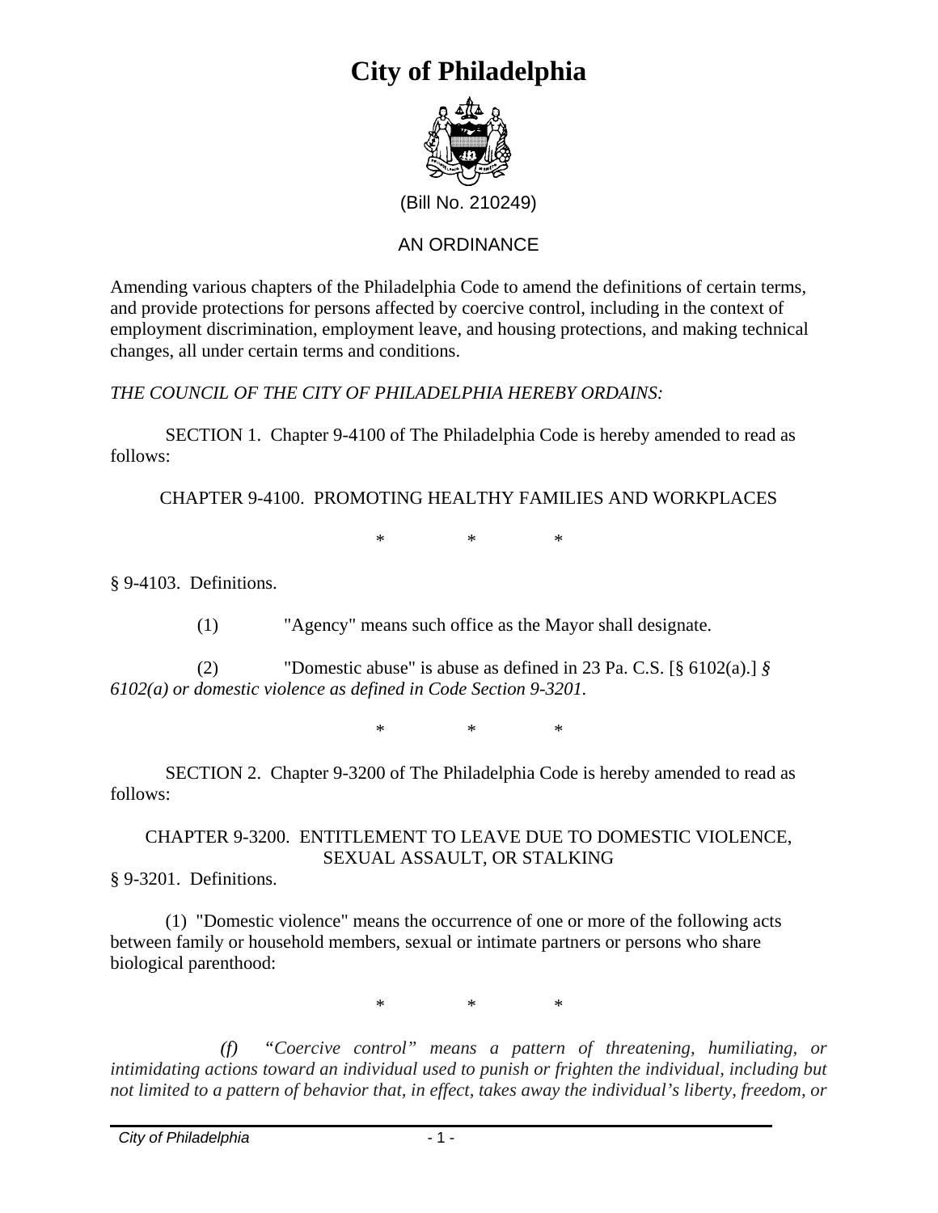# City of Philadelphia

(Bill No. 210249)

AN ORDINANCE

Amending various chapters of the Philadelphia Code to amend the definitions of certain terms, and provide protections for persons affected by coercive control, including in the context of employment discrimination, employment leave, and housing protections, and making technical changes, all under certain terms and conditions.

*THE COUNCIL OF THE CITY OF PHILADELPHIA HEREBY ORDAINS:*

SECTION 1. Chapter 9-4100 of The Philadelphia Code is hereby amended to read as follows:

CHAPTER 9-4100. PROMOTING HEALTHY FAMILIES AND WORKPLACES

\* \* \*

§ 9-4103. Definitions.

(1) "Agency" means such office as the Mayor shall designate.

(2) "Domestic abuse" is abuse as defined in 23 Pa. C.S. [§ 6102(a).] *§ 6102(a) or domestic violence as defined in Code Section 9-3201.*

\* \* \*

SECTION 2. Chapter 9-3200 of The Philadelphia Code is hereby amended to read as follows:

CHAPTER 9-3200. ENTITLEMENT TO LEAVE DUE TO DOMESTIC VIOLENCE, SEXUAL ASSAULT, OR STALKING

§ 9-3201. Definitions.

(1) "Domestic violence" means the occurrence of one or more of the following acts between family or household members, sexual or intimate partners or persons who share biological parenthood:

\* \* \*

*(f) "Coercive control" means a pattern of threatening, humiliating, or intimidating actions toward an individual used to punish or frighten the individual, including but not limited to a pattern of behavior that, in effect, takes away the individual's liberty, freedom, or*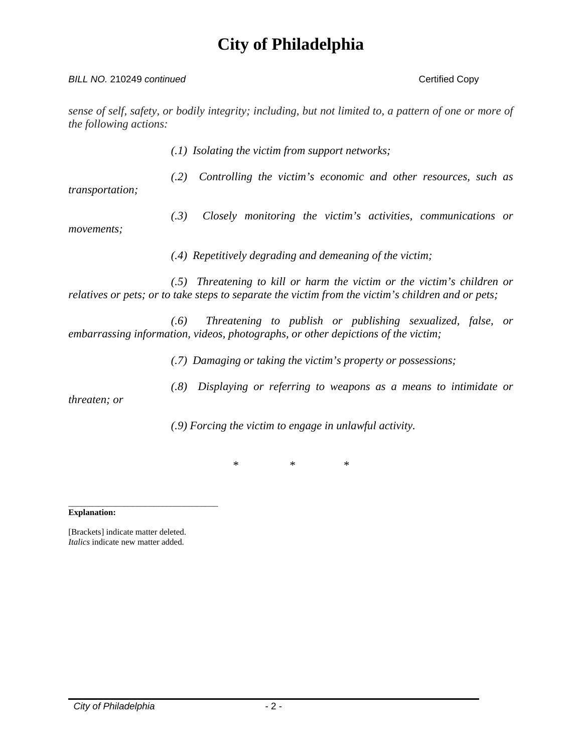*sense of self, safety, or bodily integrity; including, but not limited to, a pattern of one or more of the following actions:*

*(.1) Isolating the victim from support networks;*

*(.2) Controlling the victim's economic and other resources, such as transportation;*

*(.3) Closely monitoring the victim's activities, communications or movements;*

*(.4) Repetitively degrading and demeaning of the victim;*

*(.5) Threatening to kill or harm the victim or the victim's children or relatives or pets; or to take steps to separate the victim from the victim's children and or pets;*

*(.6) Threatening to publish or publishing sexualized, false, or embarrassing information, videos, photographs, or other depictions of the victim;*

*(.7) Damaging or taking the victim's property or possessions;*

*(.8) Displaying or referring to weapons as a means to intimidate or threaten; or*

*(.9) Forcing the victim to engage in unlawful activity.*

\* \* \*

---

**Explanation:**

[Brackets] indicate matter deleted.
*Italics* indicate new matter added.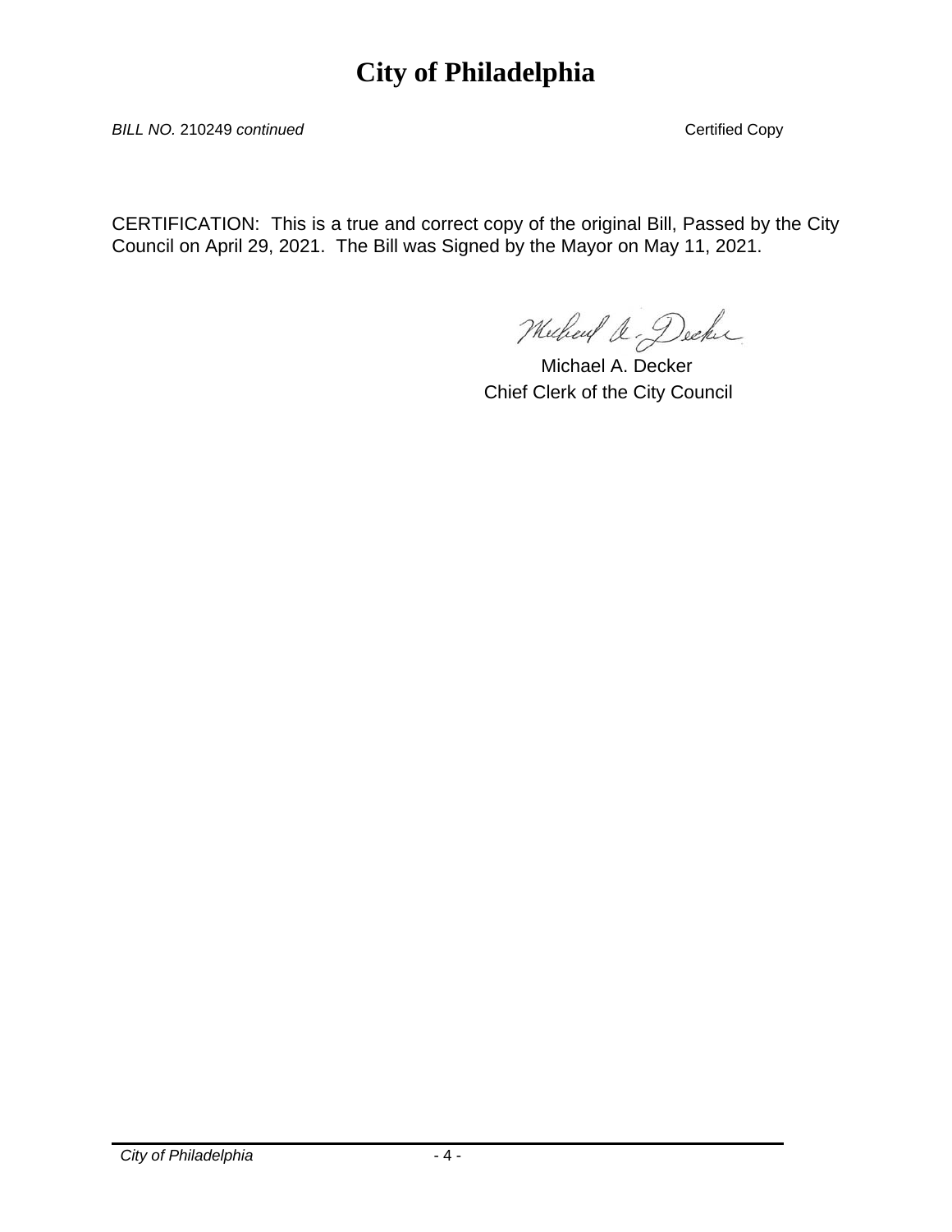# City of Philadelphia

*BILL NO.* 210249 *continued* Certified Copy

CERTIFICATION: This is a true and correct copy of the original Bill, Passed by the City Council on April 29, 2021. The Bill was Signed by the Mayor on May 11, 2021.

Michael A. Decker
Chief Clerk of the City Council